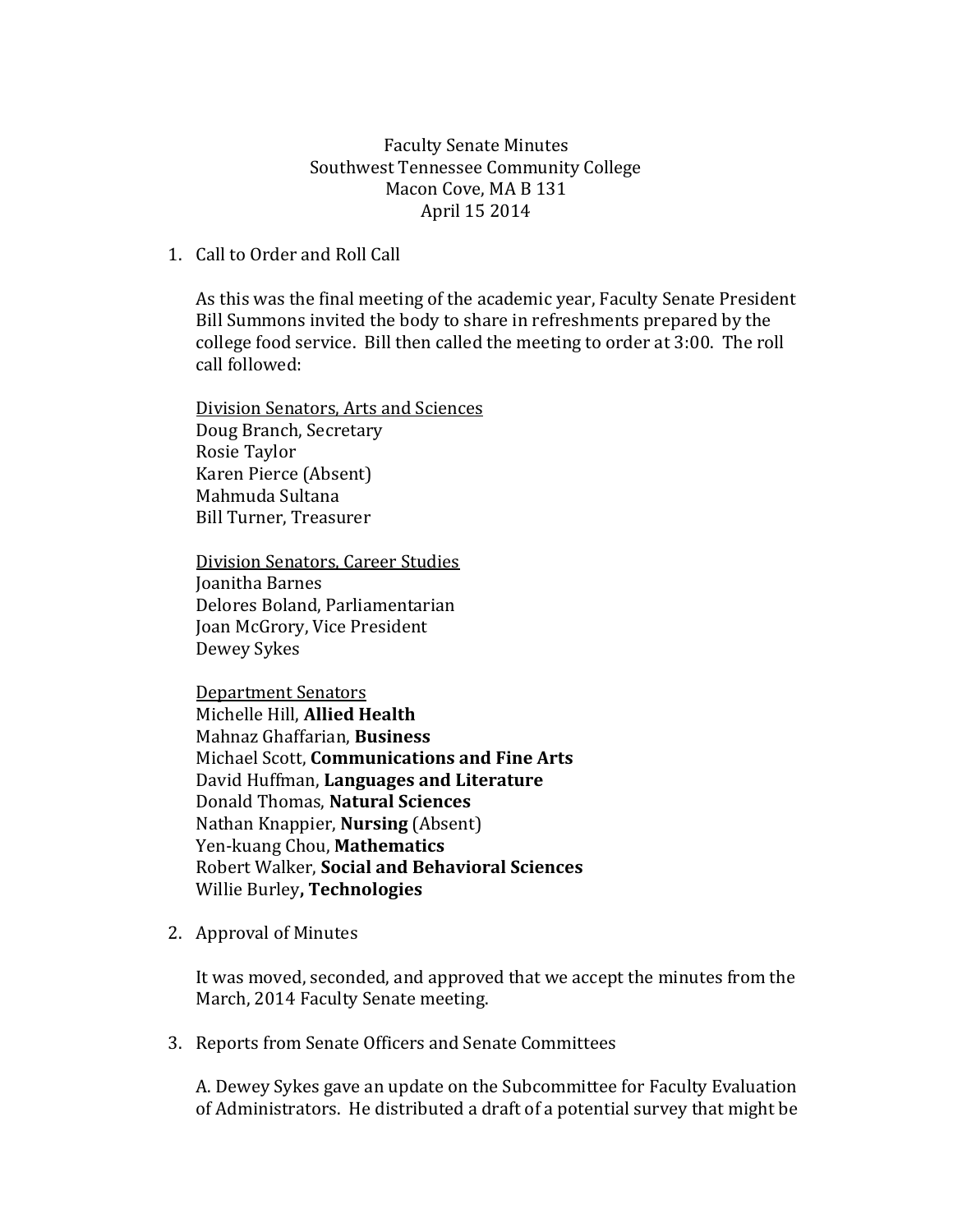Faculty Senate Minutes
Southwest Tennessee Community College
Macon Cove, MA B 131
April 15 2014

1. Call to Order and Roll Call

   As this was the final meeting of the academic year, Faculty Senate President Bill Summons invited the body to share in refreshments prepared by the college food service. Bill then called the meeting to order at 3:00. The roll call followed:

   Division Senators, Arts and Sciences
   Doug Branch, Secretary
   Rosie Taylor
   Karen Pierce (Absent)
   Mahmuda Sultana
   Bill Turner, Treasurer

   Division Senators, Career Studies
   Joanitha Barnes
   Delores Boland, Parliamentarian
   Joan McGrory, Vice President
   Dewey Sykes

   Department Senators
   Michelle Hill, **Allied Health**
   Mahnaz Ghaffarian, **Business**
   Michael Scott, **Communications and Fine Arts**
   David Huffman, **Languages and Literature**
   Donald Thomas, **Natural Sciences**
   Nathan Knappier, **Nursing** (Absent)
   Yen-kuang Chou, **Mathematics**
   Robert Walker, **Social and Behavioral Sciences**
   Willie Burley**, Technologies**

2. Approval of Minutes

   It was moved, seconded, and approved that we accept the minutes from the March, 2014 Faculty Senate meeting.

3. Reports from Senate Officers and Senate Committees

   A. Dewey Sykes gave an update on the Subcommittee for Faculty Evaluation of Administrators. He distributed a draft of a potential survey that might be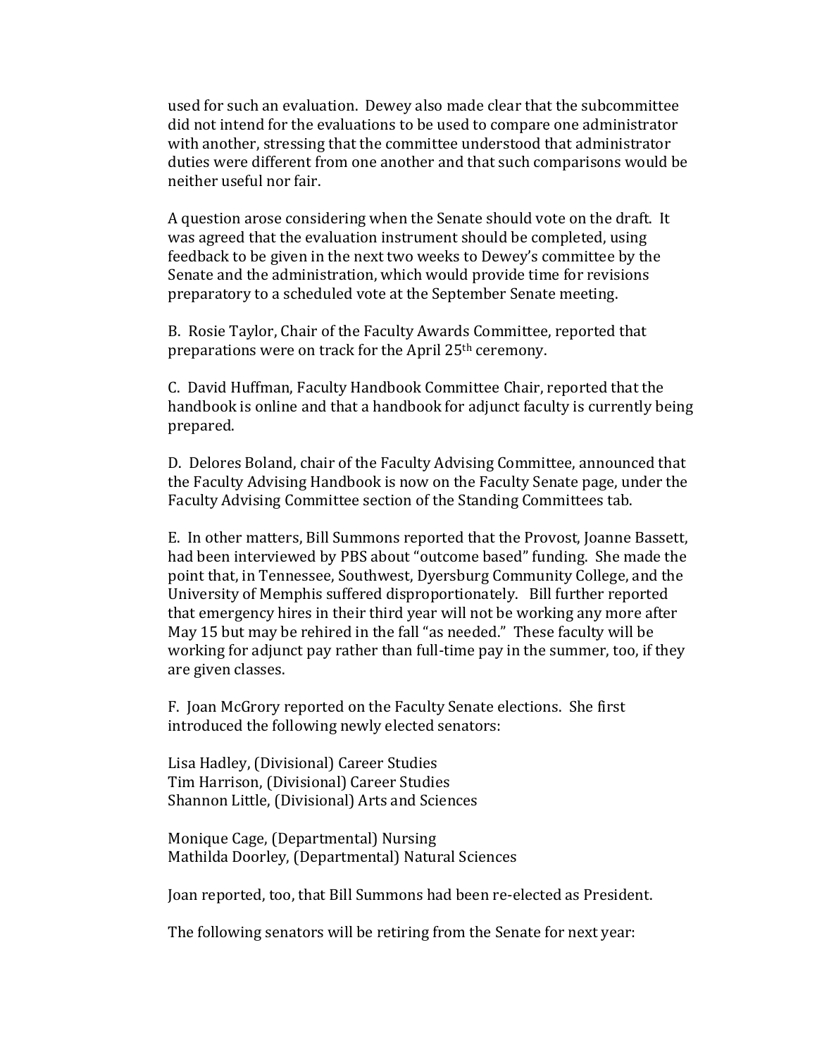used for such an evaluation. Dewey also made clear that the subcommittee did not intend for the evaluations to be used to compare one administrator with another, stressing that the committee understood that administrator duties were different from one another and that such comparisons would be neither useful nor fair.

A question arose considering when the Senate should vote on the draft. It was agreed that the evaluation instrument should be completed, using feedback to be given in the next two weeks to Dewey's committee by the Senate and the administration, which would provide time for revisions preparatory to a scheduled vote at the September Senate meeting.

B. Rosie Taylor, Chair of the Faculty Awards Committee, reported that preparations were on track for the April 25th ceremony.

C. David Huffman, Faculty Handbook Committee Chair, reported that the handbook is online and that a handbook for adjunct faculty is currently being prepared.

D. Delores Boland, chair of the Faculty Advising Committee, announced that the Faculty Advising Handbook is now on the Faculty Senate page, under the Faculty Advising Committee section of the Standing Committees tab.

E. In other matters, Bill Summons reported that the Provost, Joanne Bassett, had been interviewed by PBS about "outcome based" funding. She made the point that, in Tennessee, Southwest, Dyersburg Community College, and the University of Memphis suffered disproportionately. Bill further reported that emergency hires in their third year will not be working any more after May 15 but may be rehired in the fall "as needed." These faculty will be working for adjunct pay rather than full-time pay in the summer, too, if they are given classes.

F. Joan McGrory reported on the Faculty Senate elections. She first introduced the following newly elected senators:

Lisa Hadley, (Divisional) Career Studies
Tim Harrison, (Divisional) Career Studies
Shannon Little, (Divisional) Arts and Sciences

Monique Cage, (Departmental) Nursing
Mathilda Doorley, (Departmental) Natural Sciences

Joan reported, too, that Bill Summons had been re-elected as President.

The following senators will be retiring from the Senate for next year: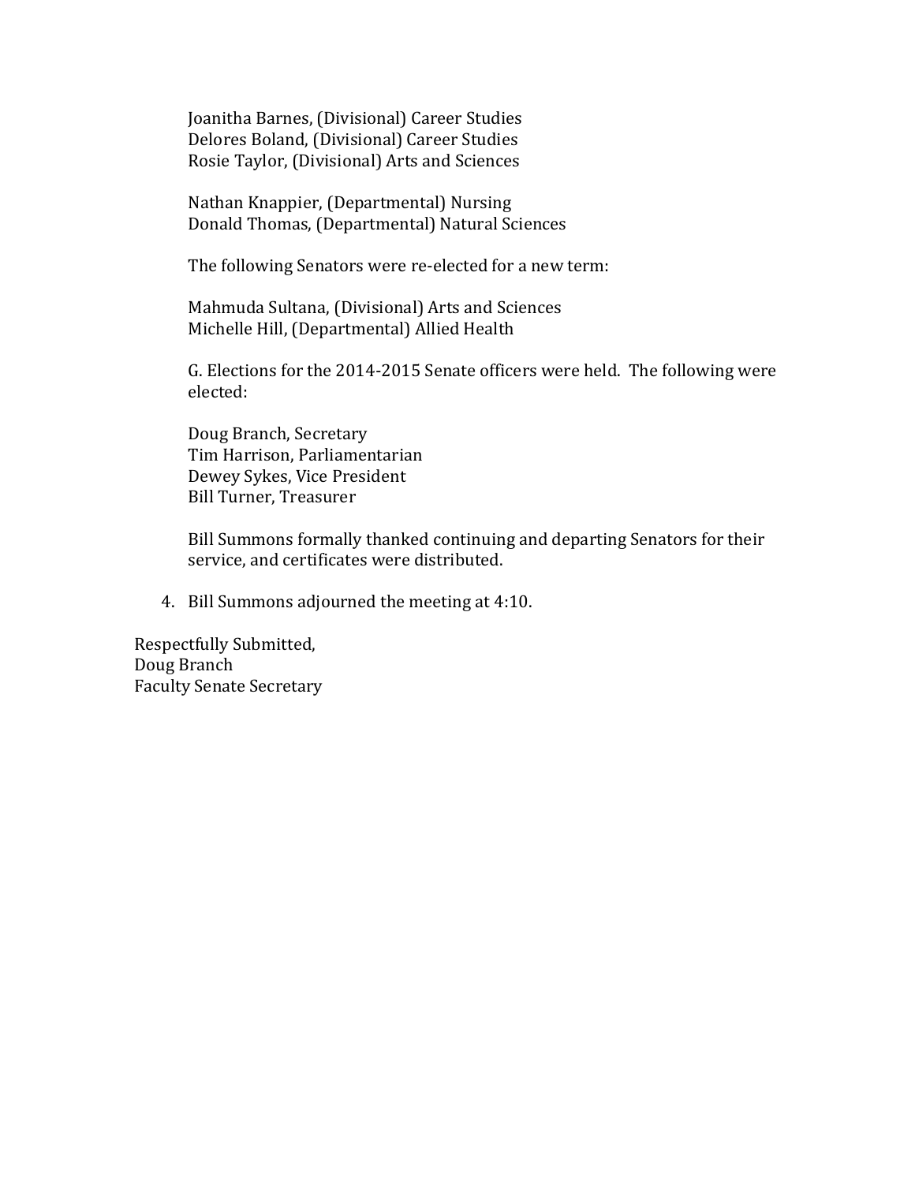Joanitha Barnes, (Divisional) Career Studies
Delores Boland, (Divisional) Career Studies
Rosie Taylor, (Divisional) Arts and Sciences

Nathan Knappier, (Departmental) Nursing
Donald Thomas, (Departmental) Natural Sciences

The following Senators were re-elected for a new term:

Mahmuda Sultana, (Divisional) Arts and Sciences
Michelle Hill, (Departmental) Allied Health

G. Elections for the 2014-2015 Senate officers were held. The following were elected:

Doug Branch, Secretary
Tim Harrison, Parliamentarian
Dewey Sykes, Vice President
Bill Turner, Treasurer

Bill Summons formally thanked continuing and departing Senators for their service, and certificates were distributed.

4. Bill Summons adjourned the meeting at 4:10.

Respectfully Submitted,
Doug Branch
Faculty Senate Secretary